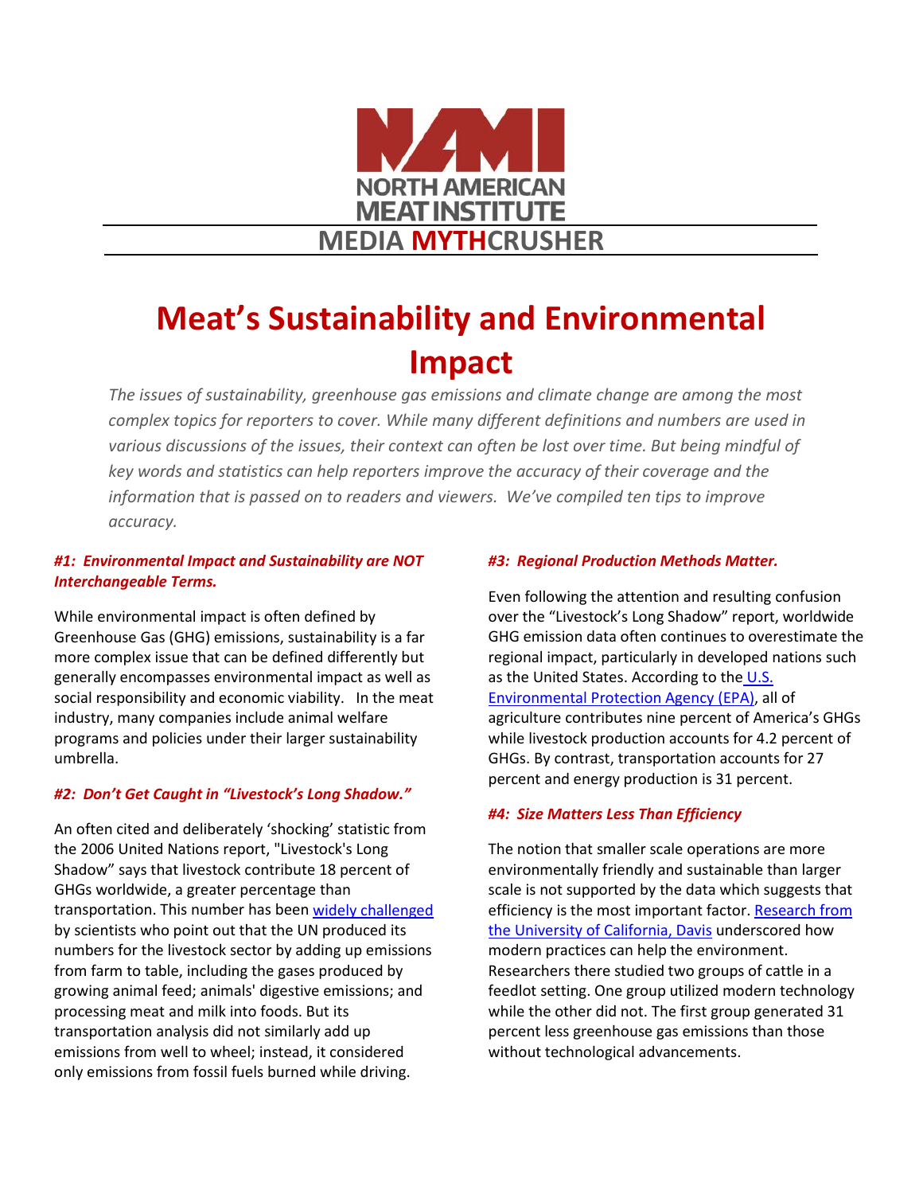NORTH AMERICAN MEAT INSTITUTE

MEDIA MYTHCRUSHER

# Meat's Sustainability and Environmental Impact

*The issues of sustainability, greenhouse gas emissions and climate change are among the most complex topics for reporters to cover. While many different definitions and numbers are used in various discussions of the issues, their context can often be lost over time. But being mindful of key words and statistics can help reporters improve the accuracy of their coverage and the information that is passed on to readers and viewers. We've compiled ten tips to improve accuracy.*

### *#1: Environmental Impact and Sustainability are NOT Interchangeable Terms.*

While environmental impact is often defined by Greenhouse Gas (GHG) emissions, sustainability is a far more complex issue that can be defined differently but generally encompasses environmental impact as well as social responsibility and economic viability. In the meat industry, many companies include animal welfare programs and policies under their larger sustainability umbrella.

### *#2: Don't Get Caught in "Livestock's Long Shadow."*

An often cited and deliberately 'shocking' statistic from the 2006 United Nations report, "Livestock's Long Shadow" says that livestock contribute 18 percent of GHGs worldwide, a greater percentage than transportation. This number has been widely challenged by scientists who point out that the UN produced its numbers for the livestock sector by adding up emissions from farm to table, including the gases produced by growing animal feed; animals' digestive emissions; and processing meat and milk into foods. But its transportation analysis did not similarly add up emissions from well to wheel; instead, it considered only emissions from fossil fuels burned while driving.

### *#3: Regional Production Methods Matter.*

Even following the attention and resulting confusion over the "Livestock's Long Shadow" report, worldwide GHG emission data often continues to overestimate the regional impact, particularly in developed nations such as the United States. According to the U.S. Environmental Protection Agency (EPA), all of agriculture contributes nine percent of America's GHGs while livestock production accounts for 4.2 percent of GHGs. By contrast, transportation accounts for 27 percent and energy production is 31 percent.

### *#4: Size Matters Less Than Efficiency*

The notion that smaller scale operations are more environmentally friendly and sustainable than larger scale is not supported by the data which suggests that efficiency is the most important factor. Research from the University of California, Davis underscored how modern practices can help the environment. Researchers there studied two groups of cattle in a feedlot setting. One group utilized modern technology while the other did not. The first group generated 31 percent less greenhouse gas emissions than those without technological advancements.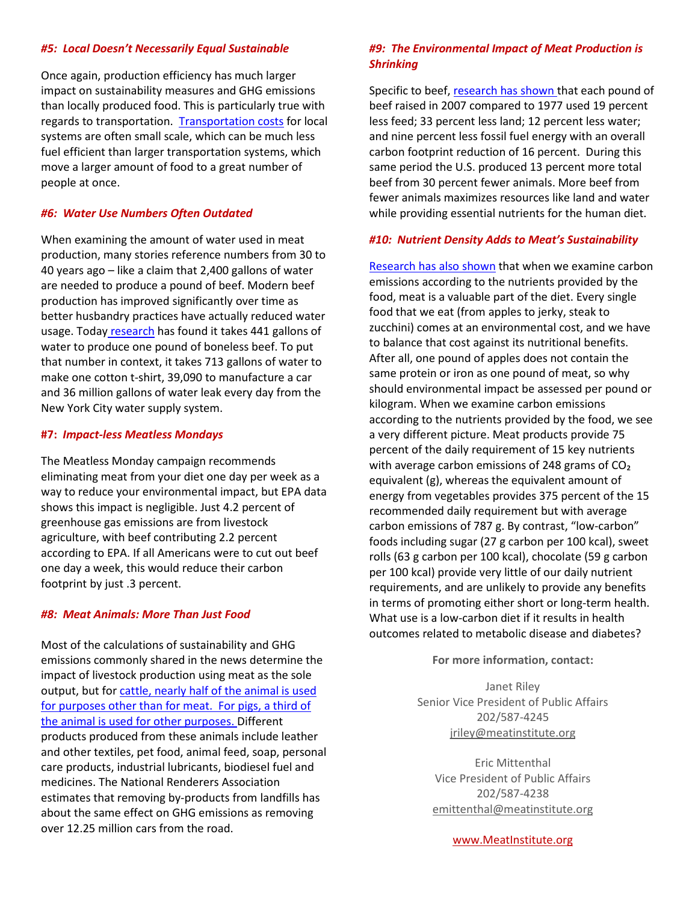#### *#5: Local Doesn't Necessarily Equal Sustainable*

Once again, production efficiency has much larger impact on sustainability measures and GHG emissions than locally produced food. This is particularly true with regards to transportation. [Transportation costs]() for local systems are often small scale, which can be much less fuel efficient than larger transportation systems, which move a larger amount of food to a great number of people at once.

#### *#6: Water Use Numbers Often Outdated*

When examining the amount of water used in meat production, many stories reference numbers from 30 to 40 years ago – like a claim that 2,400 gallons of water are needed to produce a pound of beef. Modern beef production has improved significantly over time as better husbandry practices have actually reduced water usage. Today [research]() has found it takes 441 gallons of water to produce one pound of boneless beef. To put that number in context, it takes 713 gallons of water to make one cotton t-shirt, 39,090 to manufacture a car and 36 million gallons of water leak every day from the New York City water supply system.

#### *#7: Impact-less Meatless Mondays*

The Meatless Monday campaign recommends eliminating meat from your diet one day per week as a way to reduce your environmental impact, but EPA data shows this impact is negligible. Just 4.2 percent of greenhouse gas emissions are from livestock agriculture, with beef contributing 2.2 percent according to EPA. If all Americans were to cut out beef one day a week, this would reduce their carbon footprint by just .3 percent.

#### *#8: Meat Animals: More Than Just Food*

Most of the calculations of sustainability and GHG emissions commonly shared in the news determine the impact of livestock production using meat as the sole output, but for [cattle, nearly half of the animal is used for purposes other than for meat. For pigs, a third of the animal is used for other purposes.]() Different products produced from these animals include leather and other textiles, pet food, animal feed, soap, personal care products, industrial lubricants, biodiesel fuel and medicines. The National Renderers Association estimates that removing by-products from landfills has about the same effect on GHG emissions as removing over 12.25 million cars from the road.

#### *#9: The Environmental Impact of Meat Production is Shrinking*

Specific to beef, [research has shown]() that each pound of beef raised in 2007 compared to 1977 used 19 percent less feed; 33 percent less land; 12 percent less water; and nine percent less fossil fuel energy with an overall carbon footprint reduction of 16 percent. During this same period the U.S. produced 13 percent more total beef from 30 percent fewer animals. More beef from fewer animals maximizes resources like land and water while providing essential nutrients for the human diet.

#### *#10: Nutrient Density Adds to Meat's Sustainability*

[Research has also shown]() that when we examine carbon emissions according to the nutrients provided by the food, meat is a valuable part of the diet. Every single food that we eat (from apples to jerky, steak to zucchini) comes at an environmental cost, and we have to balance that cost against its nutritional benefits. After all, one pound of apples does not contain the same protein or iron as one pound of meat, so why should environmental impact be assessed per pound or kilogram. When we examine carbon emissions according to the nutrients provided by the food, we see a very different picture. Meat products provide 75 percent of the daily requirement of 15 key nutrients with average carbon emissions of 248 grams of $CO_2$ equivalent (g), whereas the equivalent amount of energy from vegetables provides 375 percent of the 15 recommended daily requirement but with average carbon emissions of 787 g. By contrast, "low-carbon" foods including sugar (27 g carbon per 100 kcal), sweet rolls (63 g carbon per 100 kcal), chocolate (59 g carbon per 100 kcal) provide very little of our daily nutrient requirements, and are unlikely to provide any benefits in terms of promoting either short or long-term health. What use is a low-carbon diet if it results in health outcomes related to metabolic disease and diabetes?

**For more information, contact:**

Janet Riley
Senior Vice President of Public Affairs
202/587-4245
jriley@meatinstitute.org

Eric Mittenthal
Vice President of Public Affairs
202/587-4238
emittenthal@meatinstitute.org

www.MeatInstitute.org